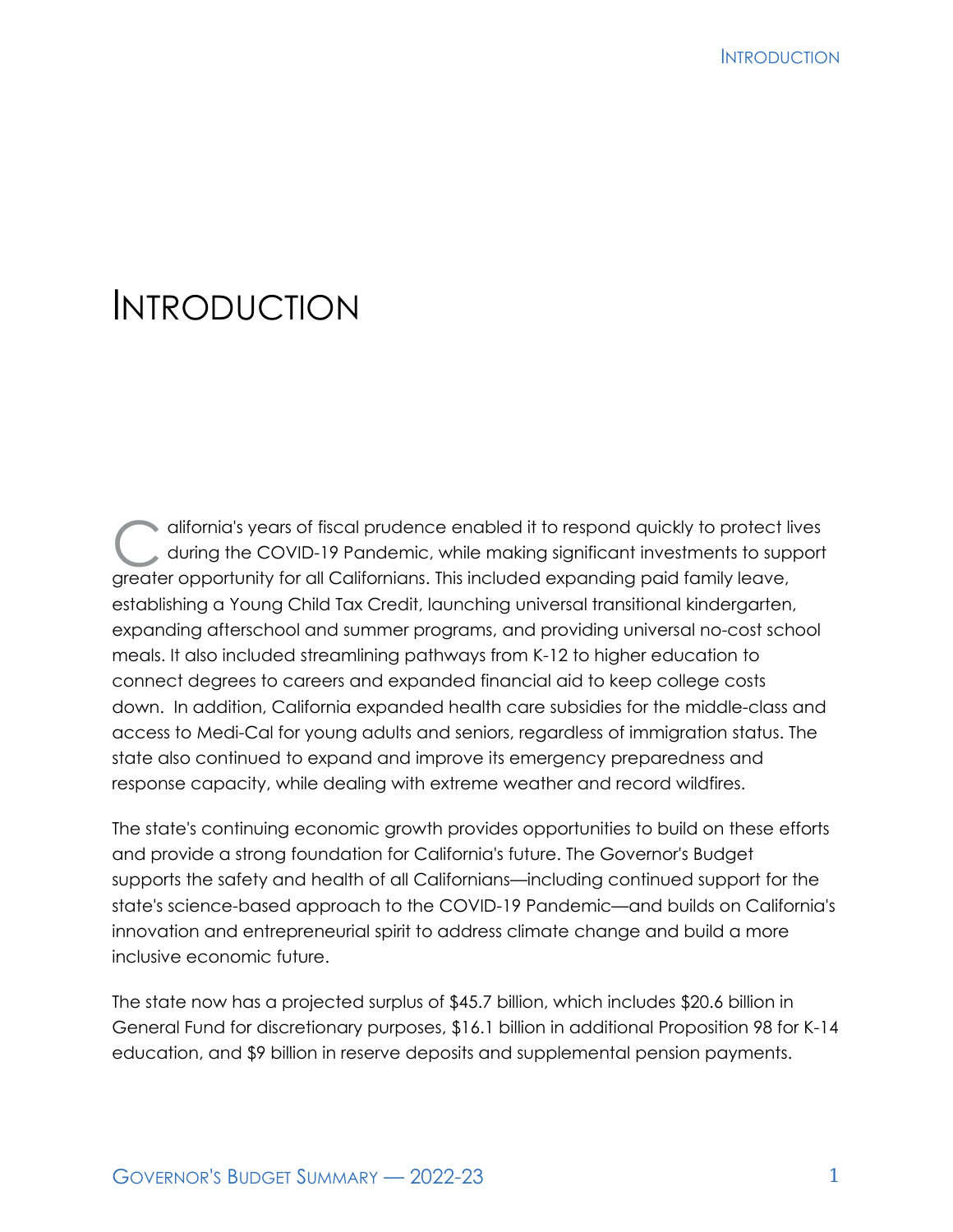# Introduction

California's years of fiscal prudence enabled it to respond quickly to protect lives during the COVID-19 Pandemic, while making significant investments to support greater opportunity for all Californians. This included expanding paid family leave, establishing a Young Child Tax Credit, launching universal transitional kindergarten, expanding afterschool and summer programs, and providing universal no-cost school meals. It also included streamlining pathways from K-12 to higher education to connect degrees to careers and expanded financial aid to keep college costs down. In addition, California expanded health care subsidies for the middle-class and access to Medi-Cal for young adults and seniors, regardless of immigration status. The state also continued to expand and improve its emergency preparedness and response capacity, while dealing with extreme weather and record wildfires.

The state's continuing economic growth provides opportunities to build on these efforts and provide a strong foundation for California's future. The Governor's Budget supports the safety and health of all Californians—including continued support for the state's science-based approach to the COVID-19 Pandemic—and builds on California's innovation and entrepreneurial spirit to address climate change and build a more inclusive economic future.

The state now has a projected surplus of $45.7 billion, which includes $20.6 billion in General Fund for discretionary purposes, $16.1 billion in additional Proposition 98 for K-14 education, and $9 billion in reserve deposits and supplemental pension payments.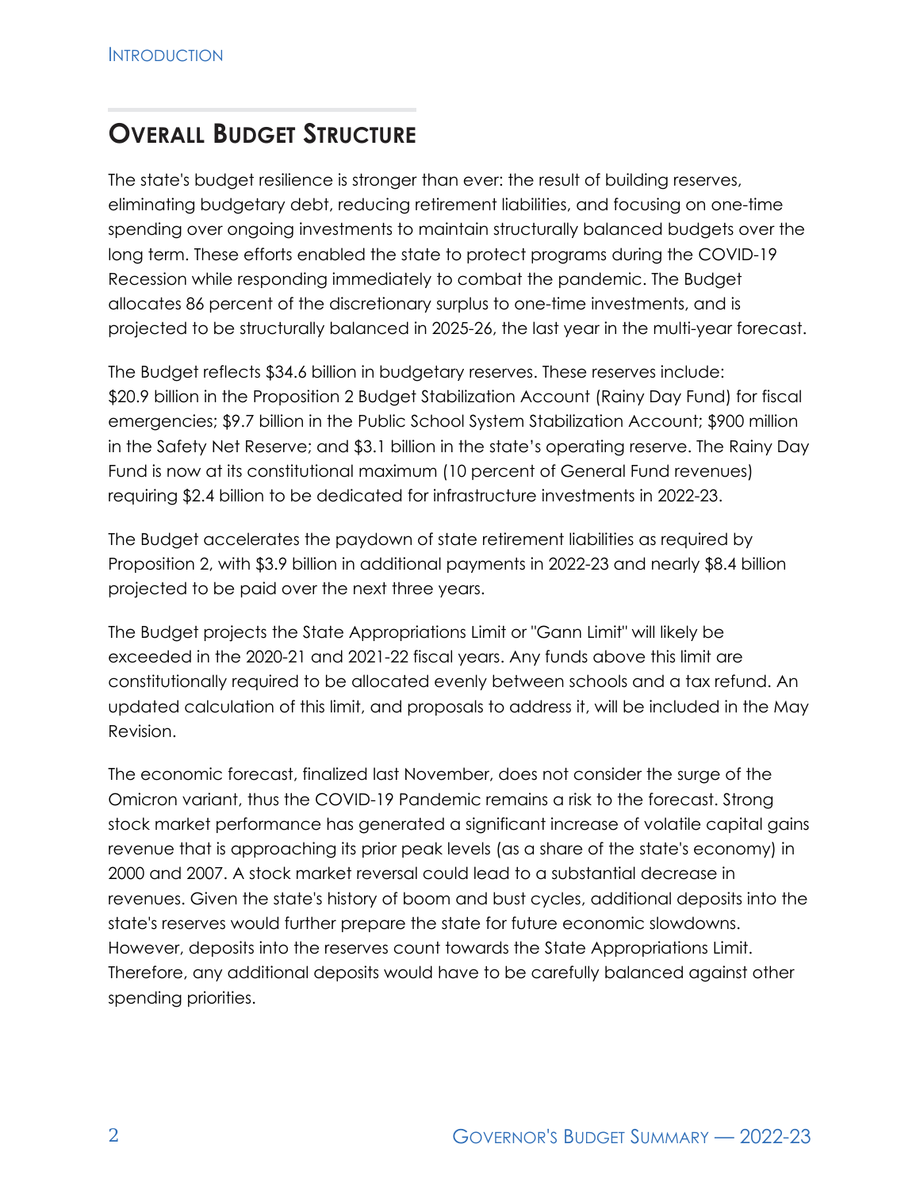## Overall Budget Structure

The state's budget resilience is stronger than ever: the result of building reserves, eliminating budgetary debt, reducing retirement liabilities, and focusing on one-time spending over ongoing investments to maintain structurally balanced budgets over the long term. These efforts enabled the state to protect programs during the COVID-19 Recession while responding immediately to combat the pandemic. The Budget allocates 86 percent of the discretionary surplus to one-time investments, and is projected to be structurally balanced in 2025-26, the last year in the multi-year forecast.

The Budget reflects $34.6 billion in budgetary reserves. These reserves include: $20.9 billion in the Proposition 2 Budget Stabilization Account (Rainy Day Fund) for fiscal emergencies; $9.7 billion in the Public School System Stabilization Account; $900 million in the Safety Net Reserve; and $3.1 billion in the state's operating reserve. The Rainy Day Fund is now at its constitutional maximum (10 percent of General Fund revenues) requiring $2.4 billion to be dedicated for infrastructure investments in 2022-23.

The Budget accelerates the paydown of state retirement liabilities as required by Proposition 2, with $3.9 billion in additional payments in 2022-23 and nearly $8.4 billion projected to be paid over the next three years.

The Budget projects the State Appropriations Limit or "Gann Limit" will likely be exceeded in the 2020-21 and 2021-22 fiscal years. Any funds above this limit are constitutionally required to be allocated evenly between schools and a tax refund. An updated calculation of this limit, and proposals to address it, will be included in the May Revision.

The economic forecast, finalized last November, does not consider the surge of the Omicron variant, thus the COVID-19 Pandemic remains a risk to the forecast. Strong stock market performance has generated a significant increase of volatile capital gains revenue that is approaching its prior peak levels (as a share of the state's economy) in 2000 and 2007. A stock market reversal could lead to a substantial decrease in revenues. Given the state's history of boom and bust cycles, additional deposits into the state's reserves would further prepare the state for future economic slowdowns. However, deposits into the reserves count towards the State Appropriations Limit. Therefore, any additional deposits would have to be carefully balanced against other spending priorities.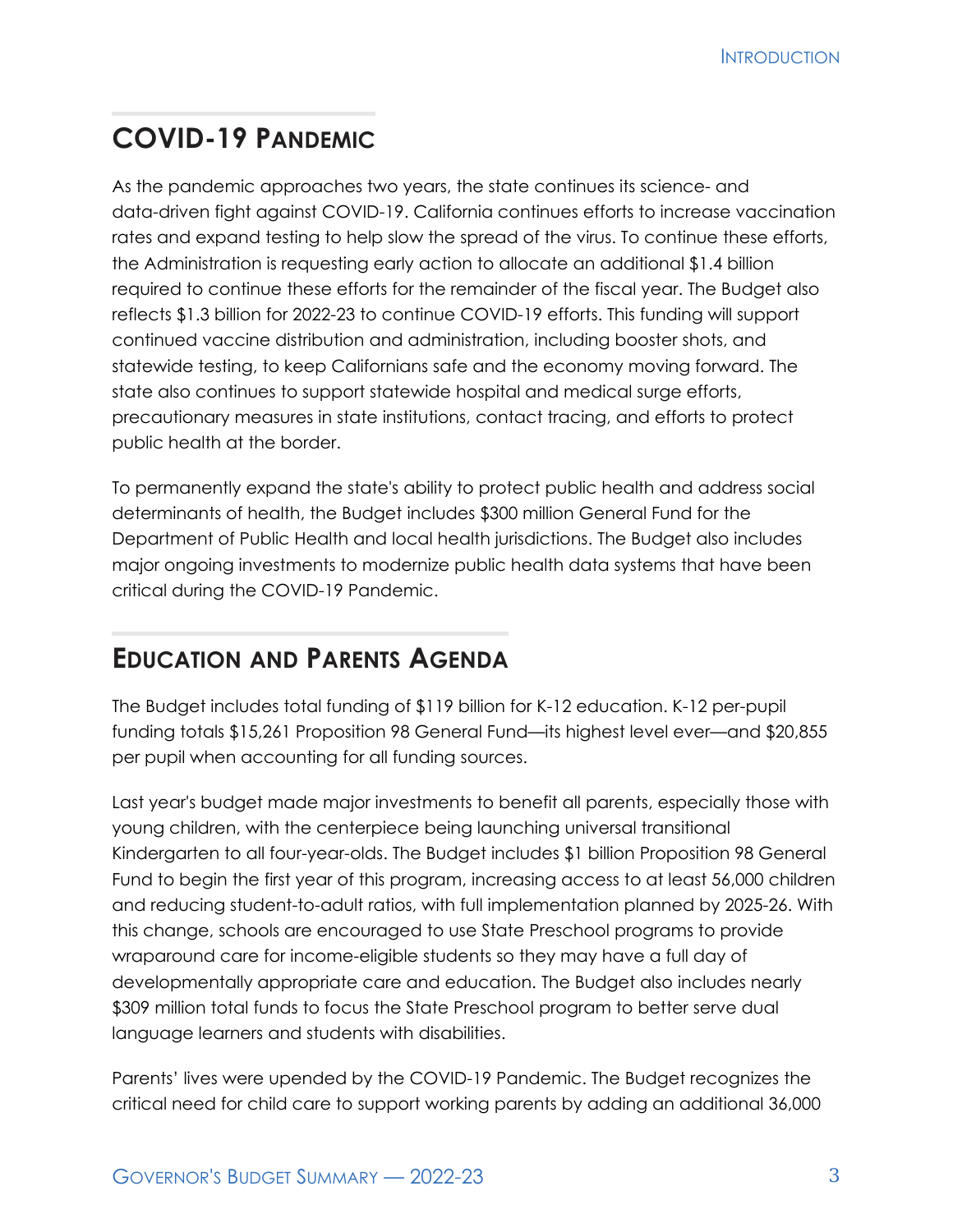## COVID-19 Pandemic

As the pandemic approaches two years, the state continues its science- and data-driven fight against COVID-19. California continues efforts to increase vaccination rates and expand testing to help slow the spread of the virus. To continue these efforts, the Administration is requesting early action to allocate an additional $1.4 billion required to continue these efforts for the remainder of the fiscal year. The Budget also reflects $1.3 billion for 2022-23 to continue COVID-19 efforts. This funding will support continued vaccine distribution and administration, including booster shots, and statewide testing, to keep Californians safe and the economy moving forward. The state also continues to support statewide hospital and medical surge efforts, precautionary measures in state institutions, contact tracing, and efforts to protect public health at the border.

To permanently expand the state's ability to protect public health and address social determinants of health, the Budget includes $300 million General Fund for the Department of Public Health and local health jurisdictions. The Budget also includes major ongoing investments to modernize public health data systems that have been critical during the COVID-19 Pandemic.

## Education and Parents Agenda

The Budget includes total funding of $119 billion for K-12 education. K-12 per-pupil funding totals $15,261 Proposition 98 General Fund—its highest level ever—and $20,855 per pupil when accounting for all funding sources.

Last year's budget made major investments to benefit all parents, especially those with young children, with the centerpiece being launching universal transitional Kindergarten to all four-year-olds. The Budget includes $1 billion Proposition 98 General Fund to begin the first year of this program, increasing access to at least 56,000 children and reducing student-to-adult ratios, with full implementation planned by 2025-26. With this change, schools are encouraged to use State Preschool programs to provide wraparound care for income-eligible students so they may have a full day of developmentally appropriate care and education. The Budget also includes nearly $309 million total funds to focus the State Preschool program to better serve dual language learners and students with disabilities.

Parents' lives were upended by the COVID-19 Pandemic. The Budget recognizes the critical need for child care to support working parents by adding an additional 36,000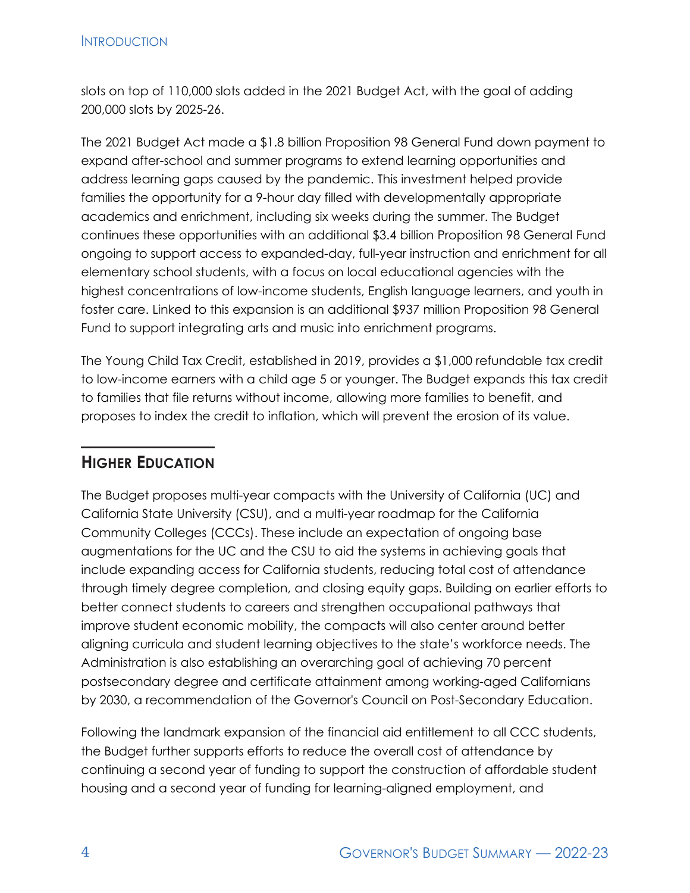slots on top of 110,000 slots added in the 2021 Budget Act, with the goal of adding 200,000 slots by 2025-26.

The 2021 Budget Act made a $1.8 billion Proposition 98 General Fund down payment to expand after-school and summer programs to extend learning opportunities and address learning gaps caused by the pandemic. This investment helped provide families the opportunity for a 9-hour day filled with developmentally appropriate academics and enrichment, including six weeks during the summer. The Budget continues these opportunities with an additional $3.4 billion Proposition 98 General Fund ongoing to support access to expanded-day, full-year instruction and enrichment for all elementary school students, with a focus on local educational agencies with the highest concentrations of low-income students, English language learners, and youth in foster care. Linked to this expansion is an additional $937 million Proposition 98 General Fund to support integrating arts and music into enrichment programs.

The Young Child Tax Credit, established in 2019, provides a $1,000 refundable tax credit to low-income earners with a child age 5 or younger. The Budget expands this tax credit to families that file returns without income, allowing more families to benefit, and proposes to index the credit to inflation, which will prevent the erosion of its value.

## Higher Education

The Budget proposes multi-year compacts with the University of California (UC) and California State University (CSU), and a multi-year roadmap for the California Community Colleges (CCCs). These include an expectation of ongoing base augmentations for the UC and the CSU to aid the systems in achieving goals that include expanding access for California students, reducing total cost of attendance through timely degree completion, and closing equity gaps. Building on earlier efforts to better connect students to careers and strengthen occupational pathways that improve student economic mobility, the compacts will also center around better aligning curricula and student learning objectives to the state's workforce needs. The Administration is also establishing an overarching goal of achieving 70 percent postsecondary degree and certificate attainment among working-aged Californians by 2030, a recommendation of the Governor's Council on Post-Secondary Education.

Following the landmark expansion of the financial aid entitlement to all CCC students, the Budget further supports efforts to reduce the overall cost of attendance by continuing a second year of funding to support the construction of affordable student housing and a second year of funding for learning-aligned employment, and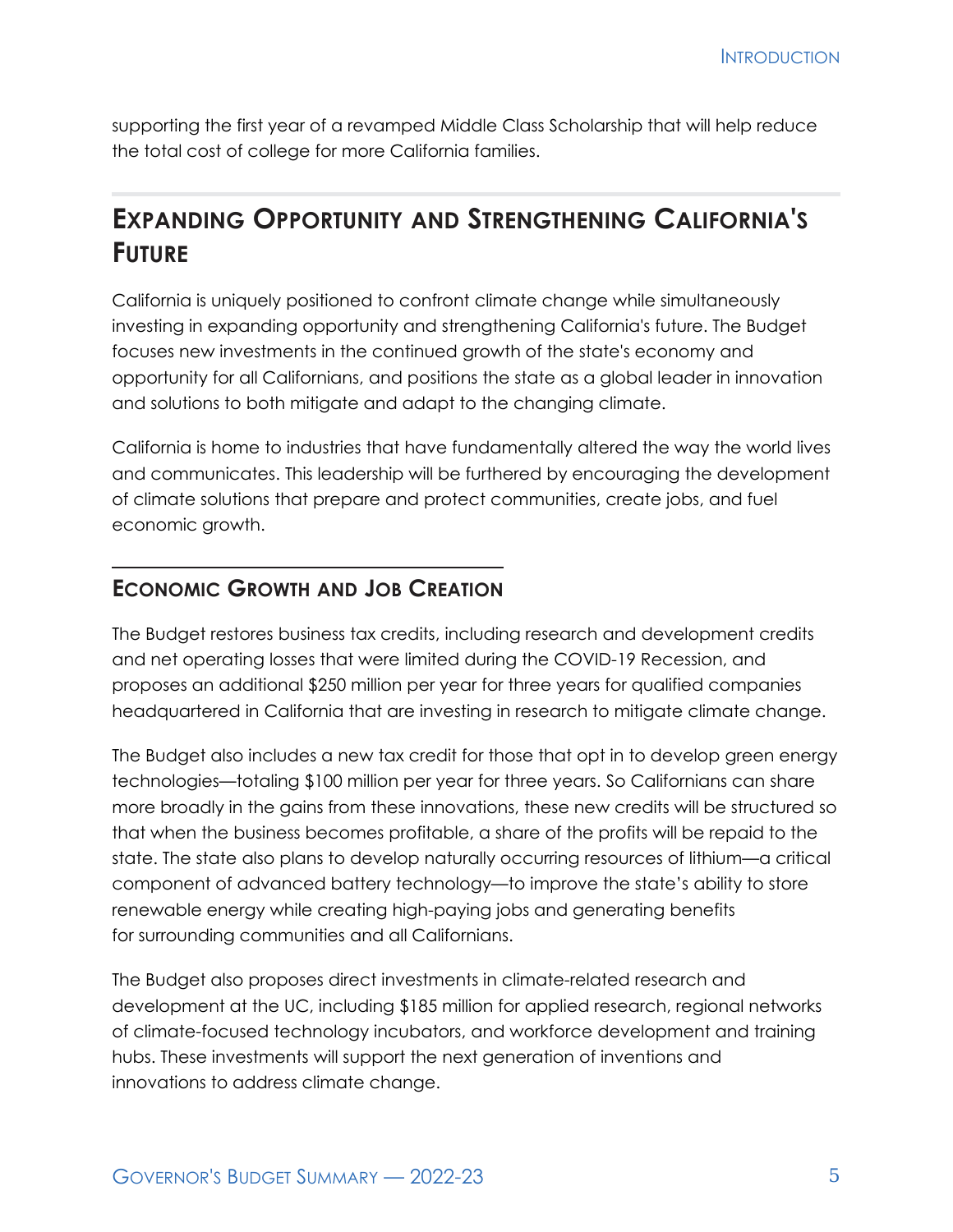supporting the first year of a revamped Middle Class Scholarship that will help reduce the total cost of college for more California families.

## Expanding Opportunity and Strengthening California's Future

California is uniquely positioned to confront climate change while simultaneously investing in expanding opportunity and strengthening California's future. The Budget focuses new investments in the continued growth of the state's economy and opportunity for all Californians, and positions the state as a global leader in innovation and solutions to both mitigate and adapt to the changing climate.

California is home to industries that have fundamentally altered the way the world lives and communicates. This leadership will be furthered by encouraging the development of climate solutions that prepare and protect communities, create jobs, and fuel economic growth.

### Economic Growth and Job Creation

The Budget restores business tax credits, including research and development credits and net operating losses that were limited during the COVID-19 Recession, and proposes an additional $250 million per year for three years for qualified companies headquartered in California that are investing in research to mitigate climate change.

The Budget also includes a new tax credit for those that opt in to develop green energy technologies—totaling $100 million per year for three years. So Californians can share more broadly in the gains from these innovations, these new credits will be structured so that when the business becomes profitable, a share of the profits will be repaid to the state. The state also plans to develop naturally occurring resources of lithium—a critical component of advanced battery technology—to improve the state's ability to store renewable energy while creating high-paying jobs and generating benefits for surrounding communities and all Californians.

The Budget also proposes direct investments in climate-related research and development at the UC, including $185 million for applied research, regional networks of climate-focused technology incubators, and workforce development and training hubs. These investments will support the next generation of inventions and innovations to address climate change.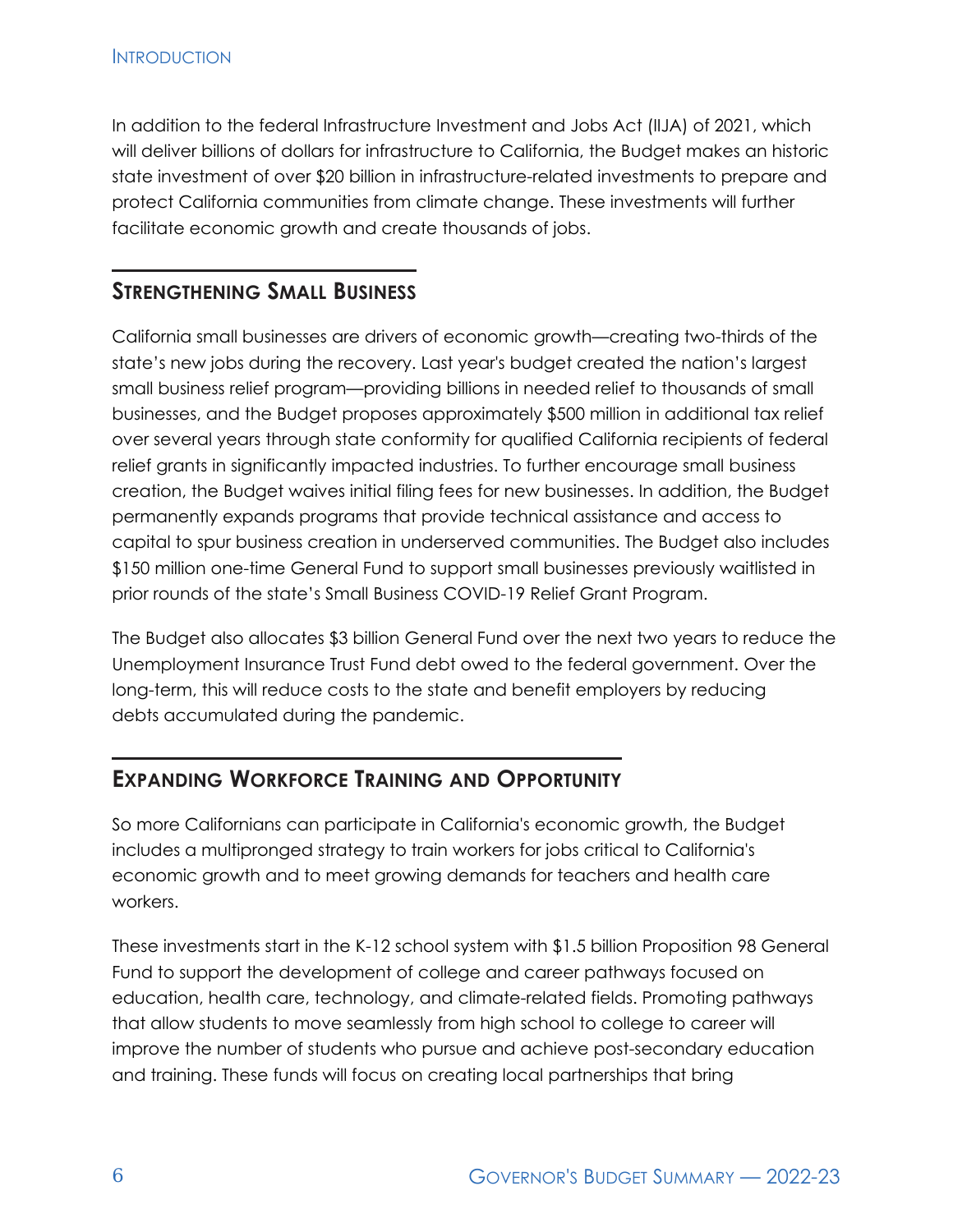In addition to the federal Infrastructure Investment and Jobs Act (IIJA) of 2021, which will deliver billions of dollars for infrastructure to California, the Budget makes an historic state investment of over $20 billion in infrastructure-related investments to prepare and protect California communities from climate change. These investments will further facilitate economic growth and create thousands of jobs.

## Strengthening Small Business

California small businesses are drivers of economic growth—creating two-thirds of the state's new jobs during the recovery. Last year's budget created the nation's largest small business relief program—providing billions in needed relief to thousands of small businesses, and the Budget proposes approximately $500 million in additional tax relief over several years through state conformity for qualified California recipients of federal relief grants in significantly impacted industries. To further encourage small business creation, the Budget waives initial filing fees for new businesses. In addition, the Budget permanently expands programs that provide technical assistance and access to capital to spur business creation in underserved communities. The Budget also includes $150 million one-time General Fund to support small businesses previously waitlisted in prior rounds of the state's Small Business COVID-19 Relief Grant Program.

The Budget also allocates $3 billion General Fund over the next two years to reduce the Unemployment Insurance Trust Fund debt owed to the federal government. Over the long-term, this will reduce costs to the state and benefit employers by reducing debts accumulated during the pandemic.

## Expanding Workforce Training and Opportunity

So more Californians can participate in California's economic growth, the Budget includes a multipronged strategy to train workers for jobs critical to California's economic growth and to meet growing demands for teachers and health care workers.

These investments start in the K-12 school system with $1.5 billion Proposition 98 General Fund to support the development of college and career pathways focused on education, health care, technology, and climate-related fields. Promoting pathways that allow students to move seamlessly from high school to college to career will improve the number of students who pursue and achieve post-secondary education and training. These funds will focus on creating local partnerships that bring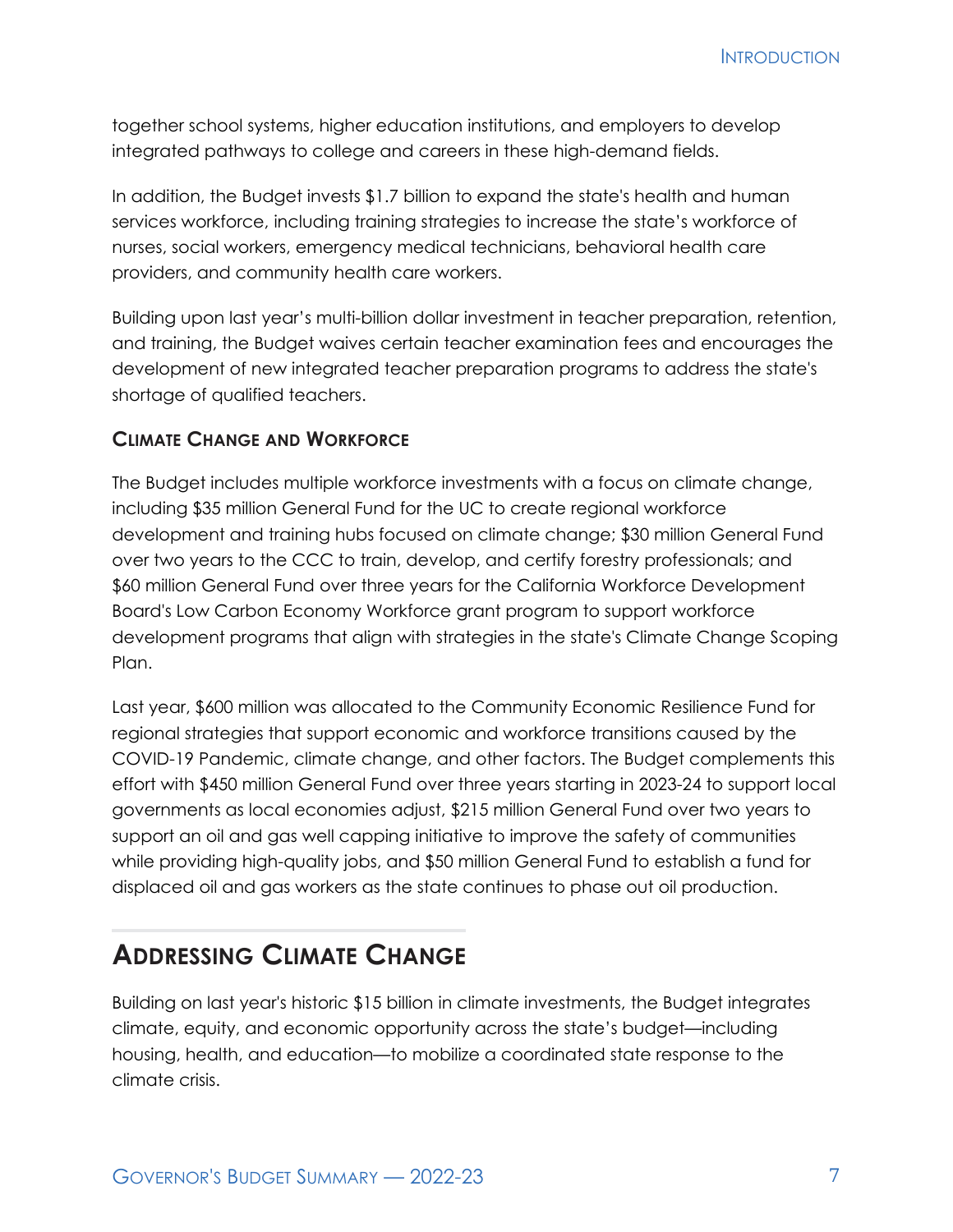together school systems, higher education institutions, and employers to develop integrated pathways to college and careers in these high-demand fields.

In addition, the Budget invests $1.7 billion to expand the state's health and human services workforce, including training strategies to increase the state's workforce of nurses, social workers, emergency medical technicians, behavioral health care providers, and community health care workers.

Building upon last year's multi-billion dollar investment in teacher preparation, retention, and training, the Budget waives certain teacher examination fees and encourages the development of new integrated teacher preparation programs to address the state's shortage of qualified teachers.

### Climate Change and Workforce

The Budget includes multiple workforce investments with a focus on climate change, including $35 million General Fund for the UC to create regional workforce development and training hubs focused on climate change; $30 million General Fund over two years to the CCC to train, develop, and certify forestry professionals; and $60 million General Fund over three years for the California Workforce Development Board's Low Carbon Economy Workforce grant program to support workforce development programs that align with strategies in the state's Climate Change Scoping Plan.

Last year, $600 million was allocated to the Community Economic Resilience Fund for regional strategies that support economic and workforce transitions caused by the COVID-19 Pandemic, climate change, and other factors. The Budget complements this effort with $450 million General Fund over three years starting in 2023-24 to support local governments as local economies adjust, $215 million General Fund over two years to support an oil and gas well capping initiative to improve the safety of communities while providing high-quality jobs, and $50 million General Fund to establish a fund for displaced oil and gas workers as the state continues to phase out oil production.

## Addressing Climate Change

Building on last year's historic $15 billion in climate investments, the Budget integrates climate, equity, and economic opportunity across the state's budget—including housing, health, and education—to mobilize a coordinated state response to the climate crisis.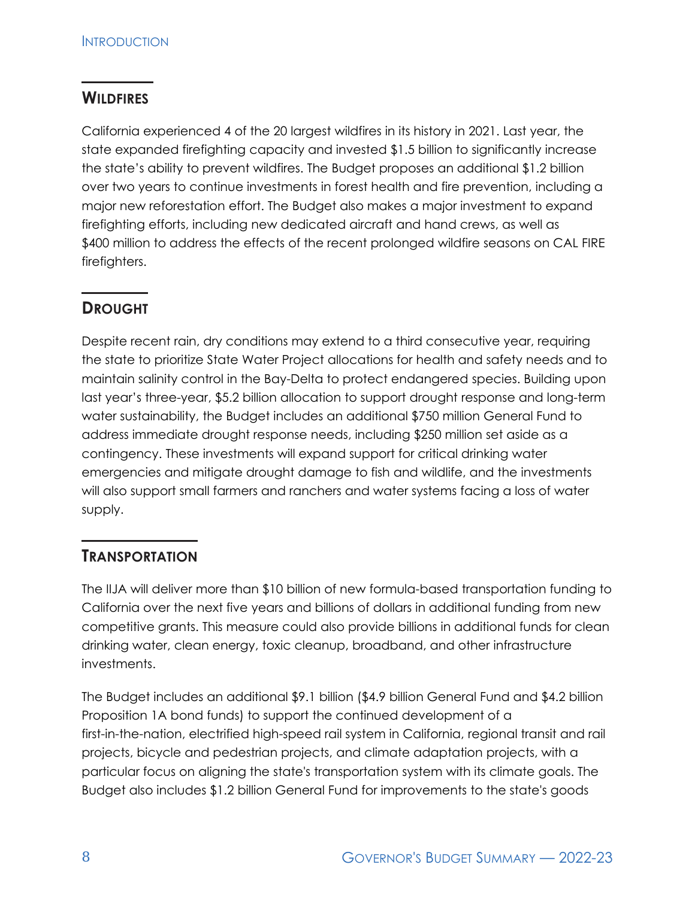## Wildfires

California experienced 4 of the 20 largest wildfires in its history in 2021. Last year, the state expanded firefighting capacity and invested $1.5 billion to significantly increase the state's ability to prevent wildfires. The Budget proposes an additional $1.2 billion over two years to continue investments in forest health and fire prevention, including a major new reforestation effort. The Budget also makes a major investment to expand firefighting efforts, including new dedicated aircraft and hand crews, as well as $400 million to address the effects of the recent prolonged wildfire seasons on CAL FIRE firefighters.

## Drought

Despite recent rain, dry conditions may extend to a third consecutive year, requiring the state to prioritize State Water Project allocations for health and safety needs and to maintain salinity control in the Bay-Delta to protect endangered species. Building upon last year's three-year, $5.2 billion allocation to support drought response and long-term water sustainability, the Budget includes an additional $750 million General Fund to address immediate drought response needs, including $250 million set aside as a contingency. These investments will expand support for critical drinking water emergencies and mitigate drought damage to fish and wildlife, and the investments will also support small farmers and ranchers and water systems facing a loss of water supply.

## Transportation

The IIJA will deliver more than $10 billion of new formula-based transportation funding to California over the next five years and billions of dollars in additional funding from new competitive grants. This measure could also provide billions in additional funds for clean drinking water, clean energy, toxic cleanup, broadband, and other infrastructure investments.

The Budget includes an additional $9.1 billion ($4.9 billion General Fund and $4.2 billion Proposition 1A bond funds) to support the continued development of a first-in-the-nation, electrified high-speed rail system in California, regional transit and rail projects, bicycle and pedestrian projects, and climate adaptation projects, with a particular focus on aligning the state's transportation system with its climate goals. The Budget also includes $1.2 billion General Fund for improvements to the state's goods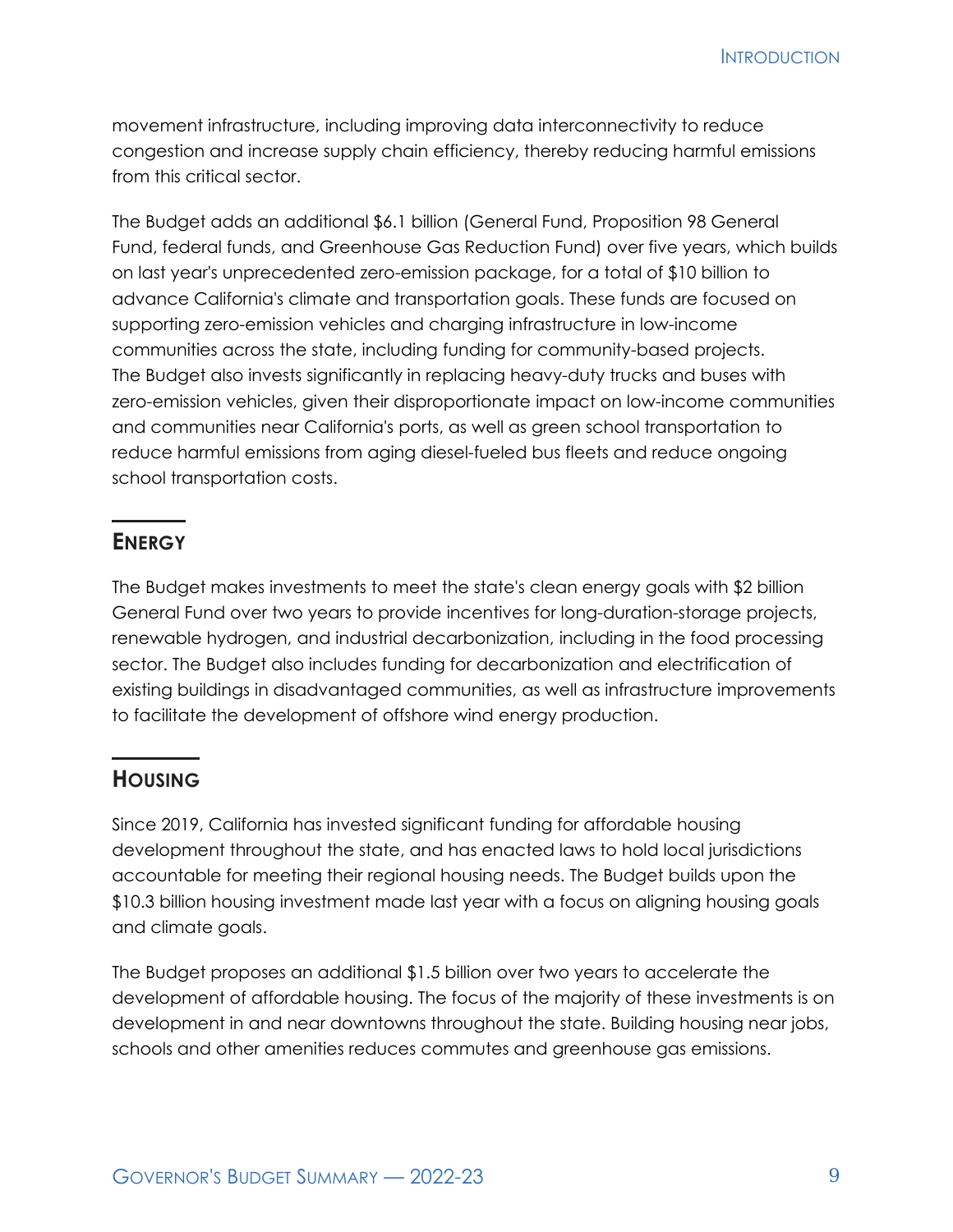movement infrastructure, including improving data interconnectivity to reduce congestion and increase supply chain efficiency, thereby reducing harmful emissions from this critical sector.

The Budget adds an additional $6.1 billion (General Fund, Proposition 98 General Fund, federal funds, and Greenhouse Gas Reduction Fund) over five years, which builds on last year's unprecedented zero-emission package, for a total of $10 billion to advance California's climate and transportation goals. These funds are focused on supporting zero-emission vehicles and charging infrastructure in low-income communities across the state, including funding for community-based projects. The Budget also invests significantly in replacing heavy-duty trucks and buses with zero-emission vehicles, given their disproportionate impact on low-income communities and communities near California's ports, as well as green school transportation to reduce harmful emissions from aging diesel-fueled bus fleets and reduce ongoing school transportation costs.

## ENERGY

The Budget makes investments to meet the state's clean energy goals with $2 billion General Fund over two years to provide incentives for long-duration-storage projects, renewable hydrogen, and industrial decarbonization, including in the food processing sector. The Budget also includes funding for decarbonization and electrification of existing buildings in disadvantaged communities, as well as infrastructure improvements to facilitate the development of offshore wind energy production.

## HOUSING

Since 2019, California has invested significant funding for affordable housing development throughout the state, and has enacted laws to hold local jurisdictions accountable for meeting their regional housing needs. The Budget builds upon the $10.3 billion housing investment made last year with a focus on aligning housing goals and climate goals.

The Budget proposes an additional $1.5 billion over two years to accelerate the development of affordable housing. The focus of the majority of these investments is on development in and near downtowns throughout the state. Building housing near jobs, schools and other amenities reduces commutes and greenhouse gas emissions.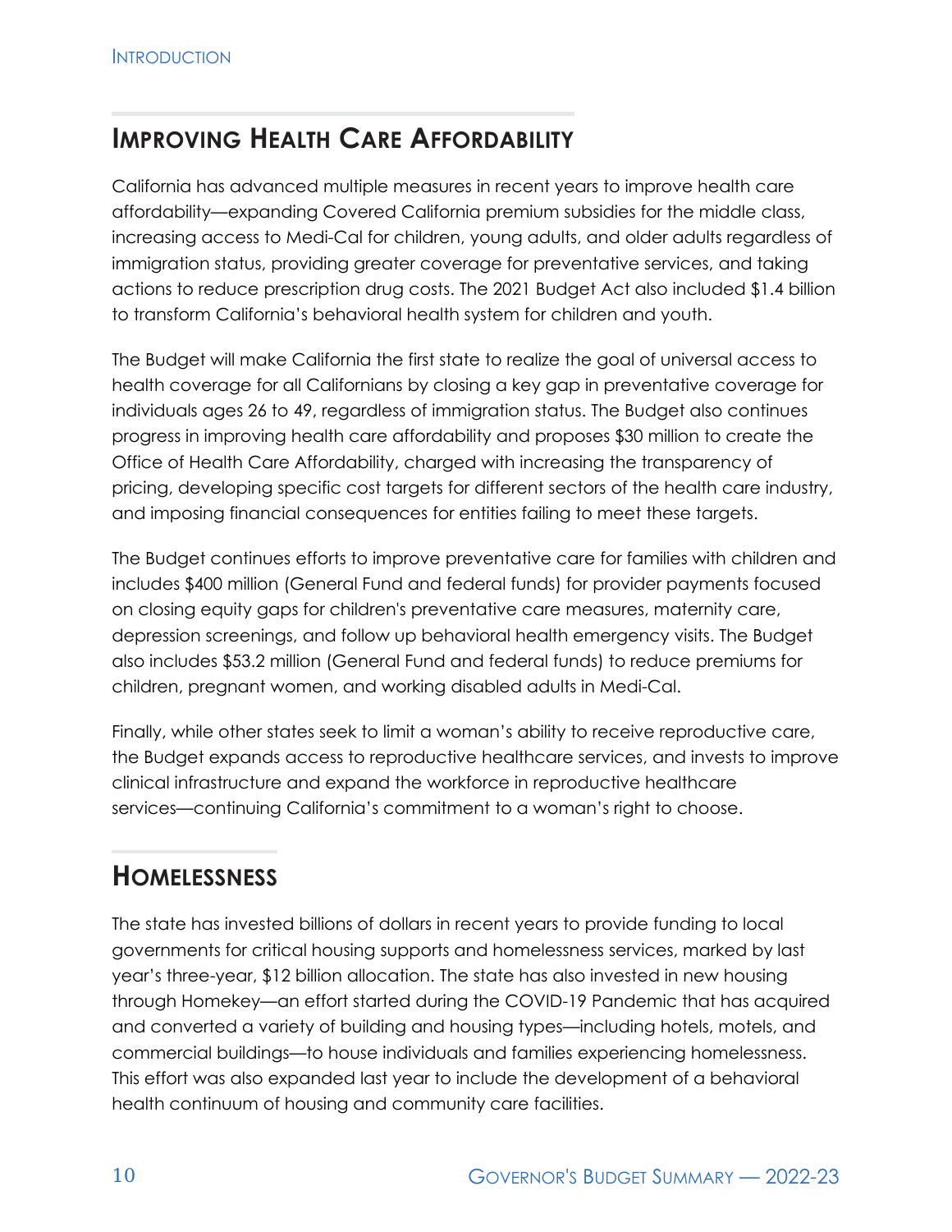## Improving Health Care Affordability

California has advanced multiple measures in recent years to improve health care affordability—expanding Covered California premium subsidies for the middle class, increasing access to Medi-Cal for children, young adults, and older adults regardless of immigration status, providing greater coverage for preventative services, and taking actions to reduce prescription drug costs. The 2021 Budget Act also included $1.4 billion to transform California's behavioral health system for children and youth.

The Budget will make California the first state to realize the goal of universal access to health coverage for all Californians by closing a key gap in preventative coverage for individuals ages 26 to 49, regardless of immigration status. The Budget also continues progress in improving health care affordability and proposes $30 million to create the Office of Health Care Affordability, charged with increasing the transparency of pricing, developing specific cost targets for different sectors of the health care industry, and imposing financial consequences for entities failing to meet these targets.

The Budget continues efforts to improve preventative care for families with children and includes $400 million (General Fund and federal funds) for provider payments focused on closing equity gaps for children's preventative care measures, maternity care, depression screenings, and follow up behavioral health emergency visits. The Budget also includes $53.2 million (General Fund and federal funds) to reduce premiums for children, pregnant women, and working disabled adults in Medi-Cal.

Finally, while other states seek to limit a woman's ability to receive reproductive care, the Budget expands access to reproductive healthcare services, and invests to improve clinical infrastructure and expand the workforce in reproductive healthcare services—continuing California's commitment to a woman's right to choose.

## Homelessness

The state has invested billions of dollars in recent years to provide funding to local governments for critical housing supports and homelessness services, marked by last year's three-year, $12 billion allocation. The state has also invested in new housing through Homekey—an effort started during the COVID-19 Pandemic that has acquired and converted a variety of building and housing types—including hotels, motels, and commercial buildings—to house individuals and families experiencing homelessness. This effort was also expanded last year to include the development of a behavioral health continuum of housing and community care facilities.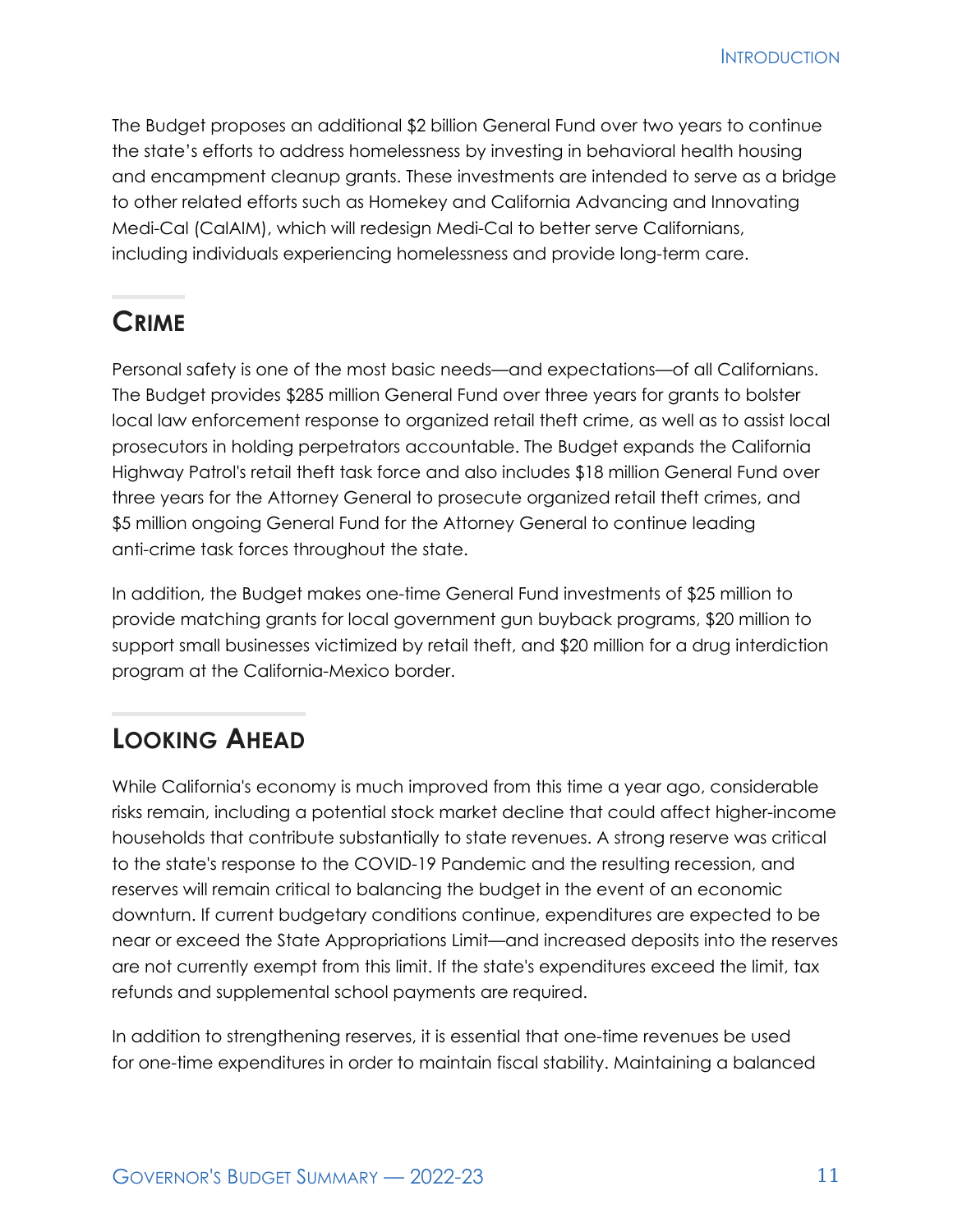The Budget proposes an additional $2 billion General Fund over two years to continue the state's efforts to address homelessness by investing in behavioral health housing and encampment cleanup grants. These investments are intended to serve as a bridge to other related efforts such as Homekey and California Advancing and Innovating Medi-Cal (CalAIM), which will redesign Medi-Cal to better serve Californians, including individuals experiencing homelessness and provide long-term care.

## Crime

Personal safety is one of the most basic needs—and expectations—of all Californians. The Budget provides $285 million General Fund over three years for grants to bolster local law enforcement response to organized retail theft crime, as well as to assist local prosecutors in holding perpetrators accountable. The Budget expands the California Highway Patrol's retail theft task force and also includes $18 million General Fund over three years for the Attorney General to prosecute organized retail theft crimes, and $5 million ongoing General Fund for the Attorney General to continue leading anti-crime task forces throughout the state.

In addition, the Budget makes one-time General Fund investments of $25 million to provide matching grants for local government gun buyback programs, $20 million to support small businesses victimized by retail theft, and $20 million for a drug interdiction program at the California-Mexico border.

## Looking Ahead

While California's economy is much improved from this time a year ago, considerable risks remain, including a potential stock market decline that could affect higher-income households that contribute substantially to state revenues. A strong reserve was critical to the state's response to the COVID-19 Pandemic and the resulting recession, and reserves will remain critical to balancing the budget in the event of an economic downturn. If current budgetary conditions continue, expenditures are expected to be near or exceed the State Appropriations Limit—and increased deposits into the reserves are not currently exempt from this limit. If the state's expenditures exceed the limit, tax refunds and supplemental school payments are required.

In addition to strengthening reserves, it is essential that one-time revenues be used for one-time expenditures in order to maintain fiscal stability. Maintaining a balanced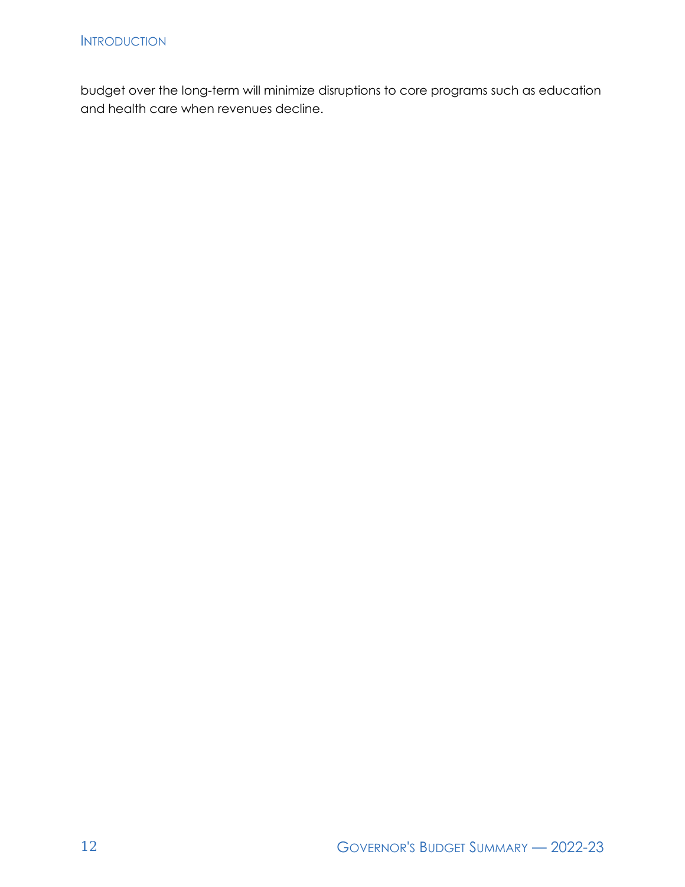budget over the long-term will minimize disruptions to core programs such as education and health care when revenues decline.